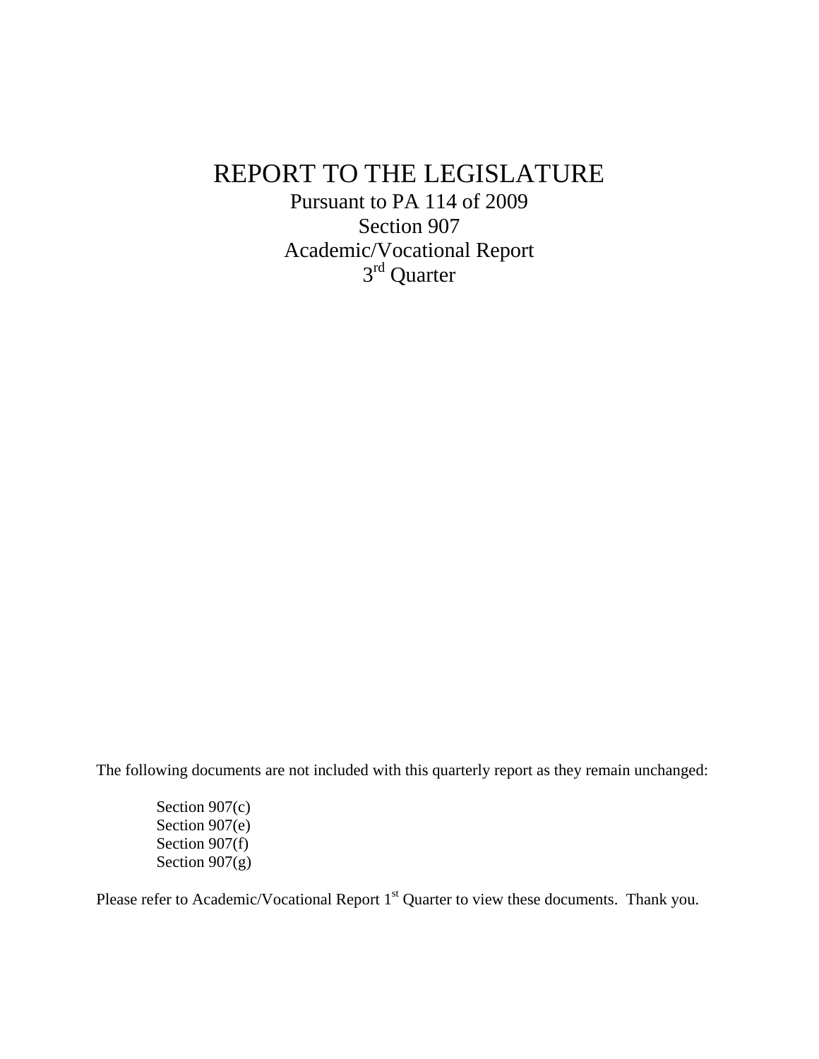# REPORT TO THE LEGISLATURE

Pursuant to PA 114 of 2009
Section 907
Academic/Vocational Report
3rd Quarter

The following documents are not included with this quarterly report as they remain unchanged:

Section 907(c)
Section 907(e)
Section 907(f)
Section 907(g)

Please refer to Academic/Vocational Report 1st Quarter to view these documents. Thank you.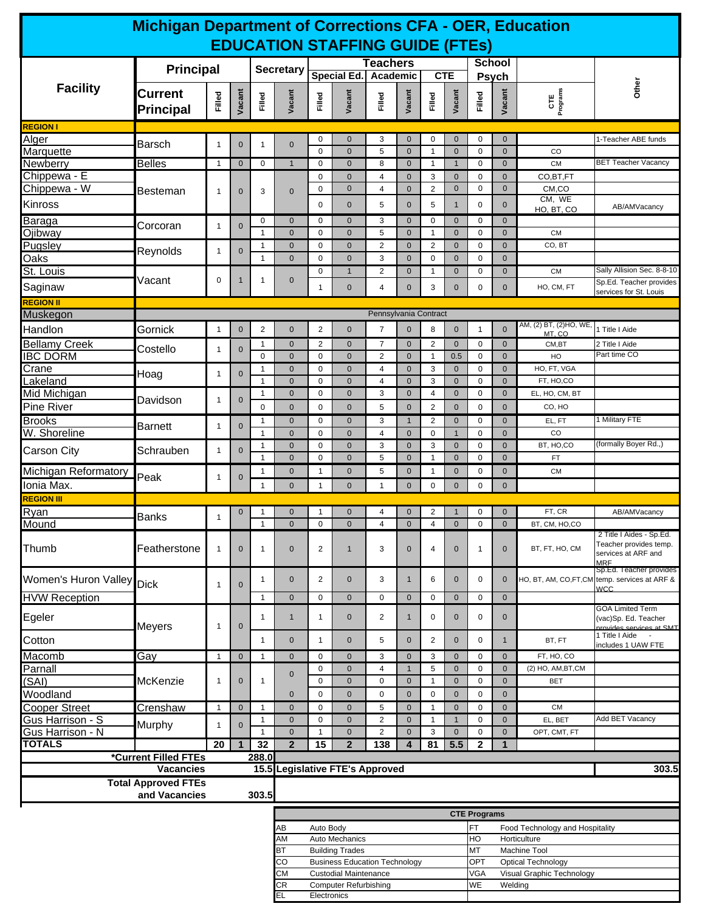# Michigan Department of Corrections CFA - OER, Education
## EDUCATION STAFFING GUIDE (FTEs)

| Facility | Principal | | | Secretary | | Teachers | | | | | | School Psych | | CTE Programs | Other |
|---|---|---|---|---|---|---|---|---|---|---|---|---|---|---|---|
| | | | | | | Special Ed. | | Academic | | CTE | | | | | |
| | Current Principal | Filled | Vacant | Filled | Vacant | Filled | Vacant | Filled | Vacant | Filled | Vacant | Filled | Vacant | | |
| **REGION I** | | | | | | | | | | | | | | | |
| Alger | Barsch | 1 | 0 | 1 | 0 | 0 | 0 | 3 | 0 | 0 | 0 | 0 | 0 | | 1-Teacher ABE funds |
| Marquette | | | | | | 0 | 0 | 5 | 0 | 1 | 0 | 0 | 0 | CO | |
| Newberry | Belles | 1 | 0 | 0 | 1 | 0 | 0 | 8 | 0 | 1 | 1 | 0 | 0 | CM | BET Teacher Vacancy |
| Chippewa - E | Besteman | 1 | 0 | 3 | 0 | 0 | 0 | 4 | 0 | 3 | 0 | 0 | 0 | CO,BT,FT | |
| Chippewa - W | | | | | | 0 | 0 | 4 | 0 | 2 | 0 | 0 | 0 | CM,CO | |
| Kinross | | | | | | 0 | 0 | 5 | 0 | 5 | 1 | 0 | 0 | CM, WE HO, BT, CO | AB/AMVacancy |
| Baraga | Corcoran | 1 | 0 | 0 | 0 | 0 | 0 | 3 | 0 | 0 | 0 | 0 | 0 | | |
| Ojibway | | | | 1 | 0 | 0 | 0 | 5 | 0 | 1 | 0 | 0 | 0 | CM | |
| Pugsley | Reynolds | 1 | 0 | 1 | 0 | 0 | 0 | 2 | 0 | 2 | 0 | 0 | 0 | CO, BT | |
| Oaks | | | | 1 | 0 | 0 | 0 | 3 | 0 | 0 | 0 | 0 | 0 | | |
| St. Louis | Vacant | 0 | 1 | 1 | 0 | 0 | 1 | 2 | 0 | 1 | 0 | 0 | 0 | CM | Sally Allision Sec. 8-8-10 |
| Saginaw | | | | | | 1 | 0 | 4 | 0 | 3 | 0 | 0 | 0 | HO, CM, FT | Sp.Ed. Teacher provides services for St. Louis |
| **REGION II** | | | | | | | | | | | | | | | |
| Muskegon | Pennsylvania Contract | | | | | | | | | | | | | | |
| Handlon | Gornick | 1 | 0 | 2 | 0 | 2 | 0 | 7 | 0 | 8 | 0 | 1 | 0 | AM, (2) BT, (2)HO, WE, MT, CO | 1 Title I Aide |
| Bellamy Creek | Costello | 1 | 0 | 1 | 0 | 2 | 0 | 7 | 0 | 2 | 0 | 0 | 0 | CM,BT | 2 Title I Aide |
| IBC DORM | | | | 0 | 0 | 0 | 0 | 2 | 0 | 1 | 0.5 | 0 | 0 | HO | Part time CO |
| Crane | Hoag | 1 | 0 | 1 | 0 | 0 | 0 | 4 | 0 | 3 | 0 | 0 | 0 | HO, FT, VGA | |
| Lakeland | | | | 1 | 0 | 0 | 0 | 4 | 0 | 3 | 0 | 0 | 0 | FT, HO,CO | |
| Mid Michigan | Davidson | 1 | 0 | 1 | 0 | 0 | 0 | 3 | 0 | 4 | 0 | 0 | 0 | EL, HO, CM, BT | |
| Pine River | | | | 0 | 0 | 0 | 0 | 5 | 0 | 2 | 0 | 0 | 0 | CO, HO | |
| Brooks | Barnett | 1 | 0 | 1 | 0 | 0 | 0 | 3 | 1 | 2 | 0 | 0 | 0 | EL, FT | 1 Military FTE |
| W. Shoreline | | | | 1 | 0 | 0 | 0 | 4 | 0 | 0 | 1 | 0 | 0 | CO | |
| Carson City | Schrauben | 1 | 0 | 1 | 0 | 0 | 0 | 3 | 0 | 3 | 0 | 0 | 0 | BT, HO,CO | (formally Boyer Rd.,) |
| | | | | 1 | 0 | 0 | 0 | 5 | 0 | 1 | 0 | 0 | 0 | FT | |
| Michigan Reformatory | Peak | 1 | 0 | 1 | 0 | 1 | 0 | 5 | 0 | 1 | 0 | 0 | 0 | CM | |
| Ionia Max. | | | | 1 | 0 | 1 | 0 | 1 | 0 | 0 | 0 | 0 | 0 | | |
| **REGION III** | | | | | | | | | | | | | | | |
| Ryan | Banks | 1 | 0 | 1 | 0 | 1 | 0 | 4 | 0 | 2 | 1 | 0 | 0 | FT, CR | AB/AMVacancy |
| Mound | | | | 1 | 0 | 0 | 0 | 4 | 0 | 4 | 0 | 0 | 0 | BT, CM, HO,CO | |
| Thumb | Featherstone | 1 | 0 | 1 | 0 | 2 | 1 | 3 | 0 | 4 | 0 | 1 | 0 | BT, FT, HO, CM | 2 Title I Aides - Sp.Ed. Teacher provides temp. services at ARF and MRF |
| Women's Huron Valley | Dick | 1 | 0 | 1 | 0 | 2 | 0 | 3 | 1 | 6 | 0 | 0 | 0 | HO, BT, AM, CO,FT,CM | Sp.Ed. Teacher provides temp. services at ARF & WCC |
| HVW Reception | | | | 1 | 0 | 0 | 0 | 0 | 0 | 0 | 0 | 0 | 0 | | |
| Egeler | Meyers | 1 | 0 | 1 | 1 | 1 | 0 | 2 | 1 | 0 | 0 | 0 | 0 | | GOA Limited Term (vac)Sp. Ed. Teacher provides services at SMT |
| Cotton | | | | 1 | 0 | 1 | 0 | 5 | 0 | 2 | 0 | 0 | 1 | BT, FT | 1 Title I Aide - includes 1 UAW FTE |
| Macomb | Gay | 1 | 0 | 1 | 0 | 0 | 0 | 3 | 0 | 3 | 0 | 0 | 0 | FT, HO, CO | |
| Parnall | McKenzie | 1 | 0 | 1 | 0 | 0 | 0 | 4 | 1 | 5 | 0 | 0 | 0 | (2) HO, AM,BT,CM | |
| (SAI) | | | | | | 0 | 0 | 0 | 0 | 1 | 0 | 0 | 0 | BET | |
| Woodland | | | | | 0 | 0 | 0 | 0 | 0 | 0 | 0 | 0 | 0 | | |
| Cooper Street | Crenshaw | 1 | 0 | 1 | 0 | 0 | 0 | 5 | 0 | 1 | 0 | 0 | 0 | CM | |
| Gus Harrison - S | Murphy | 1 | 0 | 1 | 0 | 0 | 0 | 2 | 0 | 1 | 1 | 0 | 0 | EL, BET | Add BET Vacancy |
| Gus Harrison - N | | | | 1 | 0 | 1 | 0 | 2 | 0 | 3 | 0 | 0 | 0 | OPT, CMT, FT | |
| **TOTALS** | | **20** | **1** | **32** | **2** | **15** | **2** | **138** | **4** | **81** | **5.5** | **2** | **1** | | |

| | |
|---|---|
| ***Current Filled FTEs** | **288.0** |
| **Vacancies** | **15.5** |
| **Total Approved FTEs and Vacancies** | **303.5** |

**Legislative FTE's Approved: 303.5**

| CTE Programs | | | |
|---|---|---|---|
| AB | Auto Body | FT | Food Technology and Hospitality |
| AM | Auto Mechanics | HO | Horticulture |
| BT | Building Trades | MT | Machine Tool |
| CO | Business Education Technology | OPT | Optical Technology |
| CM | Custodial Maintenance | VGA | Visual Graphic Technology |
| CR | Computer Refurbishing | WE | Welding |
| EL | Electronics | | |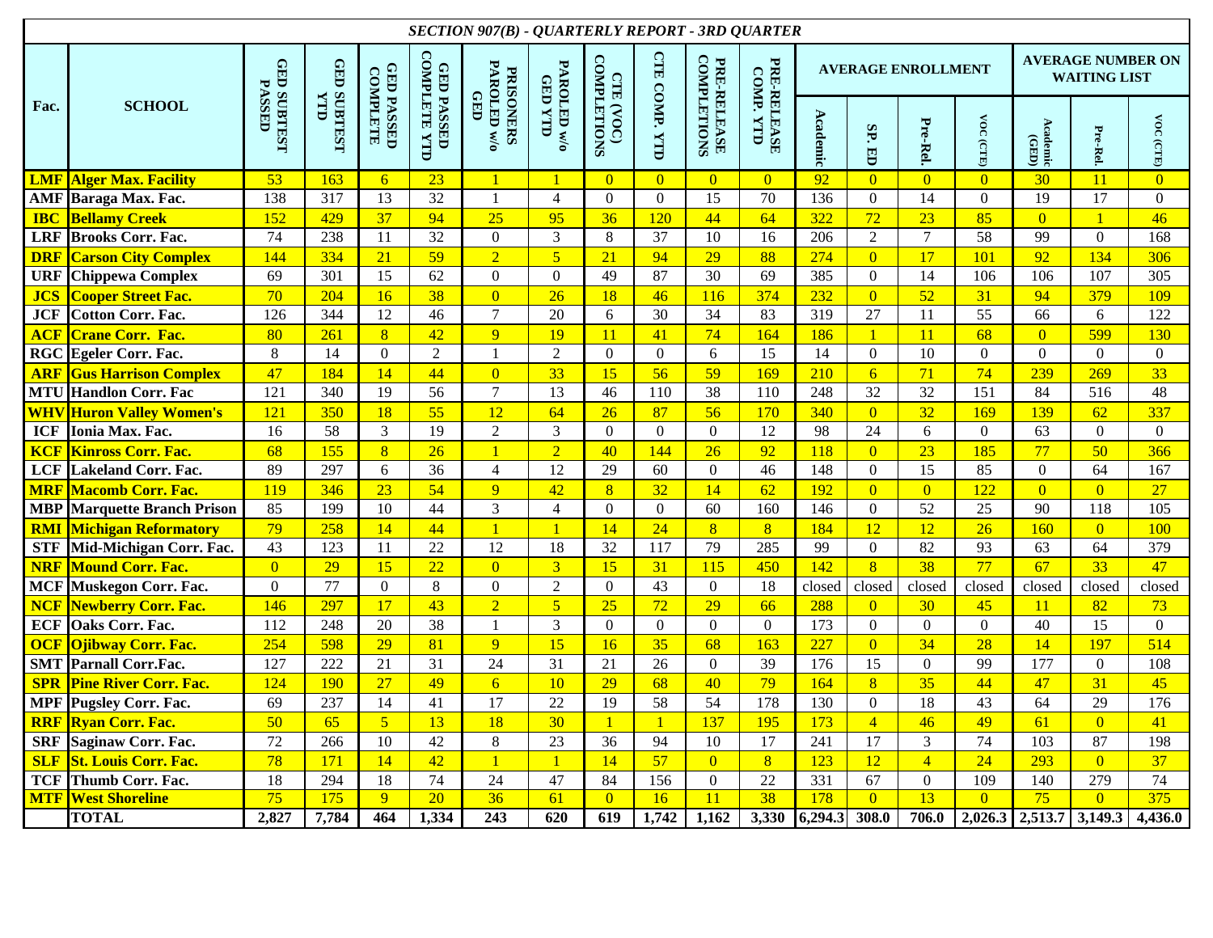## SECTION 907(B) - QUARTERLY REPORT - 3RD QUARTER

| Fac. | SCHOOL | GED SUBTEST PASSED | GED SUBTEST YTD | GED PASSED COMPLETE | GED PASSED COMPLETE YTD | PRISONERS PAROLED w/o GED | PAROLED w/o GED YTD | CTE (VOC) COMPLETIONS | CTE COMP. YTD | PRE-RELEASE COMPLETIONS | PRE-RELEASE COMP. YTD | AVERAGE ENROLLMENT | | | | AVERAGE NUMBER ON WAITING LIST | | |
|---|---|---|---|---|---|---|---|---|---|---|---|---|---|---|---|---|---|---|
| | | | | | | | | | | | | Academic | SP. ED | Pre-Rel. | VOC (CTE) | Academic (GED) | Pre-Rel. | VOC (CTE) |
| LMF | Alger Max. Facility | 53 | 163 | 6 | 23 | 1 | 1 | 0 | 0 | 0 | 0 | 92 | 0 | 0 | 0 | 30 | 11 | 0 |
| AMF | Baraga Max. Fac. | 138 | 317 | 13 | 32 | 1 | 4 | 0 | 0 | 15 | 70 | 136 | 0 | 14 | 0 | 19 | 17 | 0 |
| IBC | Bellamy Creek | 152 | 429 | 37 | 94 | 25 | 95 | 36 | 120 | 44 | 64 | 322 | 72 | 23 | 85 | 0 | 1 | 46 |
| LRF | Brooks Corr. Fac. | 74 | 238 | 11 | 32 | 0 | 3 | 8 | 37 | 10 | 16 | 206 | 2 | 7 | 58 | 99 | 0 | 168 |
| DRF | Carson City Complex | 144 | 334 | 21 | 59 | 2 | 5 | 21 | 94 | 29 | 88 | 274 | 0 | 17 | 101 | 92 | 134 | 306 |
| URF | Chippewa Complex | 69 | 301 | 15 | 62 | 0 | 0 | 49 | 87 | 30 | 69 | 385 | 0 | 14 | 106 | 106 | 107 | 305 |
| JCS | Cooper Street Fac. | 70 | 204 | 16 | 38 | 0 | 26 | 18 | 46 | 116 | 374 | 232 | 0 | 52 | 31 | 94 | 379 | 109 |
| JCF | Cotton Corr. Fac. | 126 | 344 | 12 | 46 | 7 | 20 | 6 | 30 | 34 | 83 | 319 | 27 | 11 | 55 | 66 | 6 | 122 |
| ACF | Crane Corr. Fac. | 80 | 261 | 8 | 42 | 9 | 19 | 11 | 41 | 74 | 164 | 186 | 1 | 11 | 68 | 0 | 599 | 130 |
| RGC | Egeler Corr. Fac. | 8 | 14 | 0 | 2 | 1 | 2 | 0 | 0 | 6 | 15 | 14 | 0 | 10 | 0 | 0 | 0 | 0 |
| ARF | Gus Harrison Complex | 47 | 184 | 14 | 44 | 0 | 33 | 15 | 56 | 59 | 169 | 210 | 6 | 71 | 74 | 239 | 269 | 33 |
| MTU | Handlon Corr. Fac | 121 | 340 | 19 | 56 | 7 | 13 | 46 | 110 | 38 | 110 | 248 | 32 | 32 | 151 | 84 | 516 | 48 |
| WHV | Huron Valley Women's | 121 | 350 | 18 | 55 | 12 | 64 | 26 | 87 | 56 | 170 | 340 | 0 | 32 | 169 | 139 | 62 | 337 |
| ICF | Ionia Max. Fac. | 16 | 58 | 3 | 19 | 2 | 3 | 0 | 0 | 0 | 12 | 98 | 24 | 6 | 0 | 63 | 0 | 0 |
| KCF | Kinross Corr. Fac. | 68 | 155 | 8 | 26 | 1 | 2 | 40 | 144 | 26 | 92 | 118 | 0 | 23 | 185 | 77 | 50 | 366 |
| LCF | Lakeland Corr. Fac. | 89 | 297 | 6 | 36 | 4 | 12 | 29 | 60 | 0 | 46 | 148 | 0 | 15 | 85 | 0 | 64 | 167 |
| MRF | Macomb Corr. Fac. | 119 | 346 | 23 | 54 | 9 | 42 | 8 | 32 | 14 | 62 | 192 | 0 | 0 | 122 | 0 | 0 | 27 |
| MBP | Marquette Branch Prison | 85 | 199 | 10 | 44 | 3 | 4 | 0 | 0 | 60 | 160 | 146 | 0 | 52 | 25 | 90 | 118 | 105 |
| RMI | Michigan Reformatory | 79 | 258 | 14 | 44 | 1 | 1 | 14 | 24 | 8 | 8 | 184 | 12 | 12 | 26 | 160 | 0 | 100 |
| STF | Mid-Michigan Corr. Fac. | 43 | 123 | 11 | 22 | 12 | 18 | 32 | 117 | 79 | 285 | 99 | 0 | 82 | 93 | 63 | 64 | 379 |
| NRF | Mound Corr. Fac. | 0 | 29 | 15 | 22 | 0 | 3 | 15 | 31 | 115 | 450 | 142 | 8 | 38 | 77 | 67 | 33 | 47 |
| MCF | Muskegon Corr. Fac. | 0 | 77 | 0 | 8 | 0 | 2 | 0 | 43 | 0 | 18 | closed | closed | closed | closed | closed | closed | closed |
| NCF | Newberry Corr. Fac. | 146 | 297 | 17 | 43 | 2 | 5 | 25 | 72 | 29 | 66 | 288 | 0 | 30 | 45 | 11 | 82 | 73 |
| ECF | Oaks Corr. Fac. | 112 | 248 | 20 | 38 | 1 | 3 | 0 | 0 | 0 | 0 | 173 | 0 | 0 | 0 | 40 | 15 | 0 |
| OCF | Ojibway Corr. Fac. | 254 | 598 | 29 | 81 | 9 | 15 | 16 | 35 | 68 | 163 | 227 | 0 | 34 | 28 | 14 | 197 | 514 |
| SMT | Parnall Corr.Fac. | 127 | 222 | 21 | 31 | 24 | 31 | 21 | 26 | 0 | 39 | 176 | 15 | 0 | 99 | 177 | 0 | 108 |
| SPR | Pine River Corr. Fac. | 124 | 190 | 27 | 49 | 6 | 10 | 29 | 68 | 40 | 79 | 164 | 8 | 35 | 44 | 47 | 31 | 45 |
| MPF | Pugsley Corr. Fac. | 69 | 237 | 14 | 41 | 17 | 22 | 19 | 58 | 54 | 178 | 130 | 0 | 18 | 43 | 64 | 29 | 176 |
| RRF | Ryan Corr. Fac. | 50 | 65 | 5 | 13 | 18 | 30 | 1 | 1 | 137 | 195 | 173 | 4 | 46 | 49 | 61 | 0 | 41 |
| SRF | Saginaw Corr. Fac. | 72 | 266 | 10 | 42 | 8 | 23 | 36 | 94 | 10 | 17 | 241 | 17 | 3 | 74 | 103 | 87 | 198 |
| SLF | St. Louis Corr. Fac. | 78 | 171 | 14 | 42 | 1 | 1 | 14 | 57 | 0 | 8 | 123 | 12 | 4 | 24 | 293 | 0 | 37 |
| TCF | Thumb Corr. Fac. | 18 | 294 | 18 | 74 | 24 | 47 | 84 | 156 | 0 | 22 | 331 | 67 | 0 | 109 | 140 | 279 | 74 |
| MTF | West Shoreline | 75 | 175 | 9 | 20 | 36 | 61 | 0 | 16 | 11 | 38 | 178 | 0 | 13 | 0 | 75 | 0 | 375 |
| | **TOTAL** | **2,827** | **7,784** | **464** | **1,334** | **243** | **620** | **619** | **1,742** | **1,162** | **3,330** | **6,294.3** | **308.0** | **706.0** | **2,026.3** | **2,513.7** | **3,149.3** | **4,436.0** |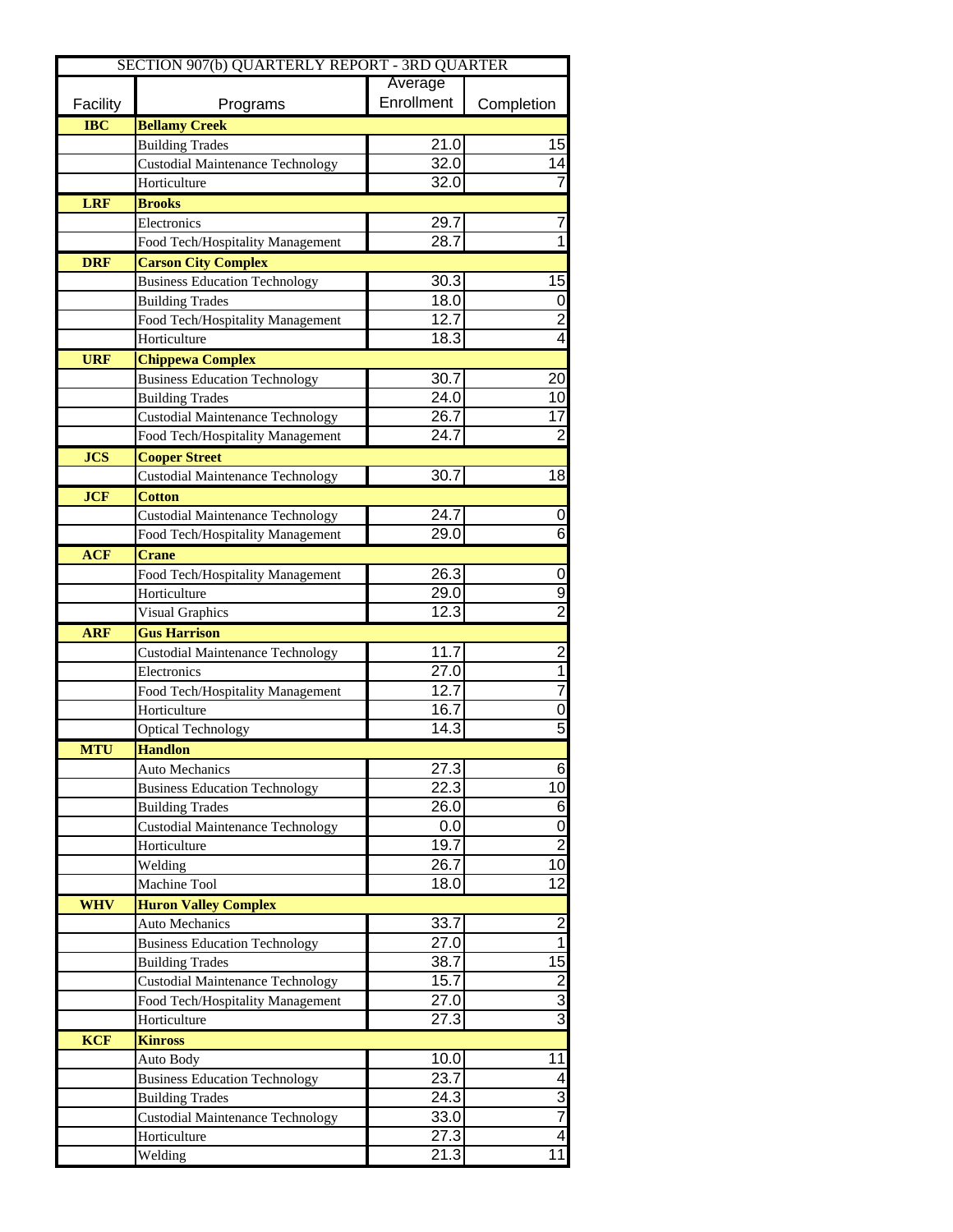| SECTION 907(b) QUARTERLY REPORT - 3RD QUARTER | | | |
|---|---|---|---|
| Facility | Programs | Average Enrollment | Completion |
| **IBC** | **Bellamy Creek** | | |
| | Building Trades | 21.0 | 15 |
| | Custodial Maintenance Technology | 32.0 | 14 |
| | Horticulture | 32.0 | 7 |
| **LRF** | **Brooks** | | |
| | Electronics | 29.7 | 7 |
| | Food Tech/Hospitality Management | 28.7 | 1 |
| **DRF** | **Carson City Complex** | | |
| | Business Education Technology | 30.3 | 15 |
| | Building Trades | 18.0 | 0 |
| | Food Tech/Hospitality Management | 12.7 | 2 |
| | Horticulture | 18.3 | 4 |
| **URF** | **Chippewa Complex** | | |
| | Business Education Technology | 30.7 | 20 |
| | Building Trades | 24.0 | 10 |
| | Custodial Maintenance Technology | 26.7 | 17 |
| | Food Tech/Hospitality Management | 24.7 | 2 |
| **JCS** | **Cooper Street** | | |
| | Custodial Maintenance Technology | 30.7 | 18 |
| **JCF** | **Cotton** | | |
| | Custodial Maintenance Technology | 24.7 | 0 |
| | Food Tech/Hospitality Management | 29.0 | 6 |
| **ACF** | **Crane** | | |
| | Food Tech/Hospitality Management | 26.3 | 0 |
| | Horticulture | 29.0 | 9 |
| | Visual Graphics | 12.3 | 2 |
| **ARF** | **Gus Harrison** | | |
| | Custodial Maintenance Technology | 11.7 | 2 |
| | Electronics | 27.0 | 1 |
| | Food Tech/Hospitality Management | 12.7 | 7 |
| | Horticulture | 16.7 | 0 |
| | Optical Technology | 14.3 | 5 |
| **MTU** | **Handlon** | | |
| | Auto Mechanics | 27.3 | 6 |
| | Business Education Technology | 22.3 | 10 |
| | Building Trades | 26.0 | 6 |
| | Custodial Maintenance Technology | 0.0 | 0 |
| | Horticulture | 19.7 | 2 |
| | Welding | 26.7 | 10 |
| | Machine Tool | 18.0 | 12 |
| **WHV** | **Huron Valley Complex** | | |
| | Auto Mechanics | 33.7 | 2 |
| | Business Education Technology | 27.0 | 1 |
| | Building Trades | 38.7 | 15 |
| | Custodial Maintenance Technology | 15.7 | 2 |
| | Food Tech/Hospitality Management | 27.0 | 3 |
| | Horticulture | 27.3 | 3 |
| **KCF** | **Kinross** | | |
| | Auto Body | 10.0 | 11 |
| | Business Education Technology | 23.7 | 4 |
| | Building Trades | 24.3 | 3 |
| | Custodial Maintenance Technology | 33.0 | 7 |
| | Horticulture | 27.3 | 4 |
| | Welding | 21.3 | 11 |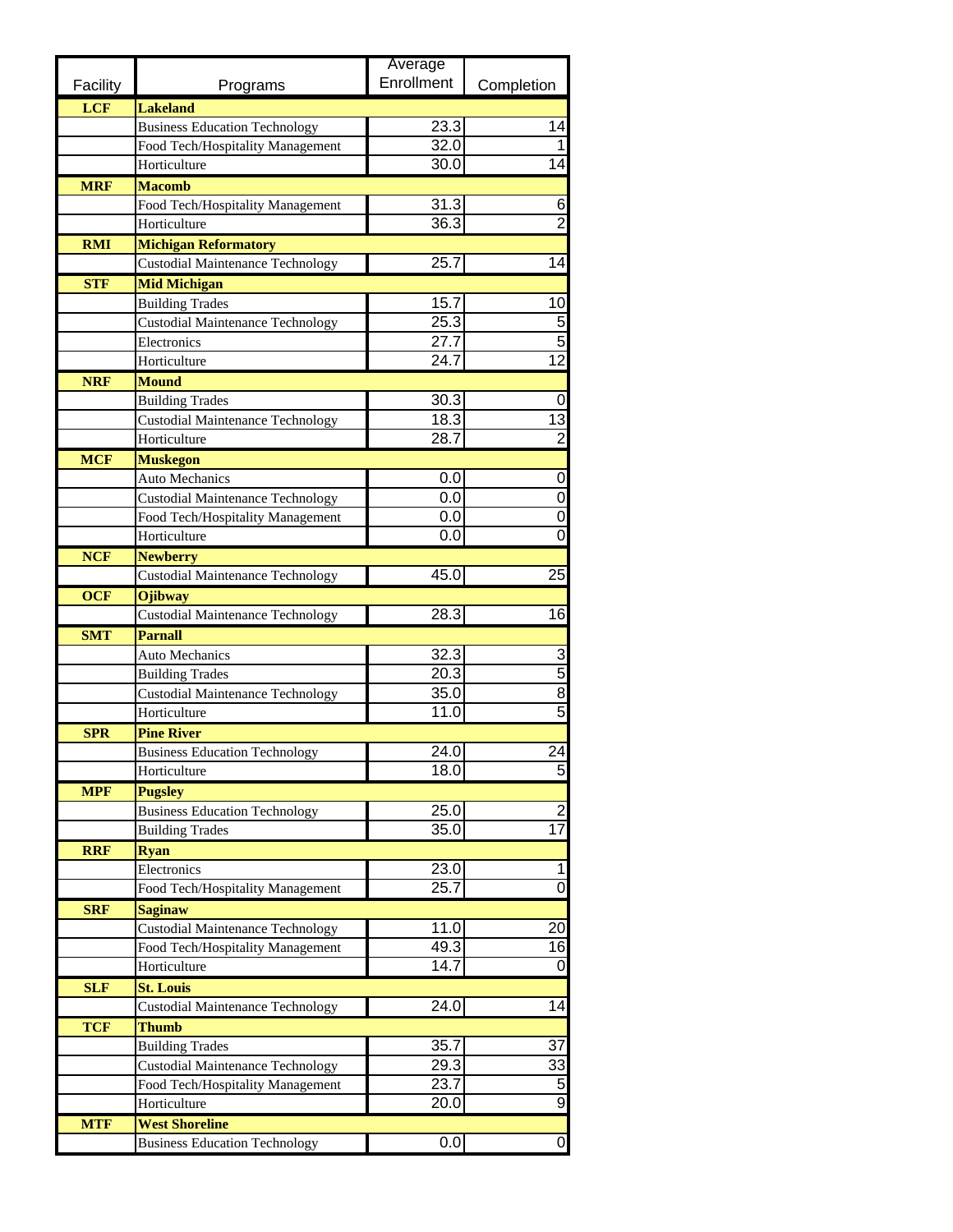| Facility | Programs | Average Enrollment | Completion |
|---|---|---|---|
| **LCF** | **Lakeland** | | |
| | Business Education Technology | 23.3 | 14 |
| | Food Tech/Hospitality Management | 32.0 | 1 |
| | Horticulture | 30.0 | 14 |
| **MRF** | **Macomb** | | |
| | Food Tech/Hospitality Management | 31.3 | 6 |
| | Horticulture | 36.3 | 2 |
| **RMI** | **Michigan Reformatory** | | |
| | Custodial Maintenance Technology | 25.7 | 14 |
| **STF** | **Mid Michigan** | | |
| | Building Trades | 15.7 | 10 |
| | Custodial Maintenance Technology | 25.3 | 5 |
| | Electronics | 27.7 | 5 |
| | Horticulture | 24.7 | 12 |
| **NRF** | **Mound** | | |
| | Building Trades | 30.3 | 0 |
| | Custodial Maintenance Technology | 18.3 | 13 |
| | Horticulture | 28.7 | 2 |
| **MCF** | **Muskegon** | | |
| | Auto Mechanics | 0.0 | 0 |
| | Custodial Maintenance Technology | 0.0 | 0 |
| | Food Tech/Hospitality Management | 0.0 | 0 |
| | Horticulture | 0.0 | 0 |
| **NCF** | **Newberry** | | |
| | Custodial Maintenance Technology | 45.0 | 25 |
| **OCF** | **Ojibway** | | |
| | Custodial Maintenance Technology | 28.3 | 16 |
| **SMT** | **Parnall** | | |
| | Auto Mechanics | 32.3 | 3 |
| | Building Trades | 20.3 | 5 |
| | Custodial Maintenance Technology | 35.0 | 8 |
| | Horticulture | 11.0 | 5 |
| **SPR** | **Pine River** | | |
| | Business Education Technology | 24.0 | 24 |
| | Horticulture | 18.0 | 5 |
| **MPF** | **Pugsley** | | |
| | Business Education Technology | 25.0 | 2 |
| | Building Trades | 35.0 | 17 |
| **RRF** | **Ryan** | | |
| | Electronics | 23.0 | 1 |
| | Food Tech/Hospitality Management | 25.7 | 0 |
| **SRF** | **Saginaw** | | |
| | Custodial Maintenance Technology | 11.0 | 20 |
| | Food Tech/Hospitality Management | 49.3 | 16 |
| | Horticulture | 14.7 | 0 |
| **SLF** | **St. Louis** | | |
| | Custodial Maintenance Technology | 24.0 | 14 |
| **TCF** | **Thumb** | | |
| | Building Trades | 35.7 | 37 |
| | Custodial Maintenance Technology | 29.3 | 33 |
| | Food Tech/Hospitality Management | 23.7 | 5 |
| | Horticulture | 20.0 | 9 |
| **MTF** | **West Shoreline** | | |
| | Business Education Technology | 0.0 | 0 |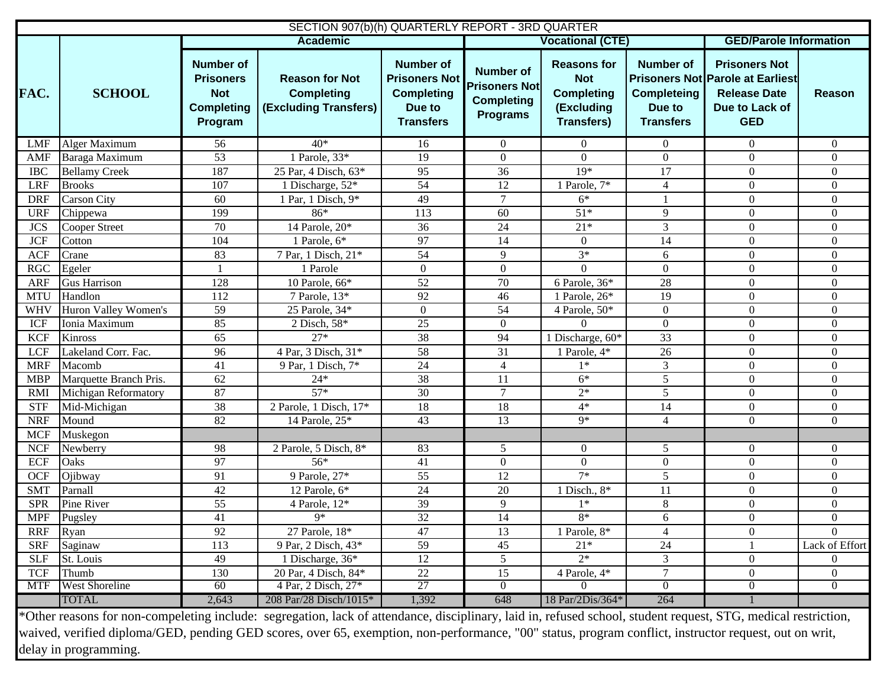| SECTION 907(b)(h) QUARTERLY REPORT - 3RD QUARTER | | | | | | | | | |
|---|---|---|---|---|---|---|---|---|---|
| | | Academic | | | Vocational (CTE) | | | GED/Parole Information | |
| FAC. | SCHOOL | Number of Prisoners Not Completing Program | Reason for Not Completing (Excluding Transfers) | Number of Prisoners Not Completing Due to Transfers | Number of Prisoners Not Completing Programs | Reasons for Not Completing (Excluding Transfers) | Number of Prisoners Not Completeing Due to Transfers | Prisoners Not Parole at Earliest Release Date Due to Lack of GED | Reason |
| LMF | Alger Maximum | 56 | 40* | 16 | 0 | 0 | 0 | 0 | 0 |
| AMF | Baraga Maximum | 53 | 1 Parole, 33* | 19 | 0 | 0 | 0 | 0 | 0 |
| IBC | Bellamy Creek | 187 | 25 Par, 4 Disch, 63* | 95 | 36 | 19* | 17 | 0 | 0 |
| LRF | Brooks | 107 | 1 Discharge, 52* | 54 | 12 | 1 Parole, 7* | 4 | 0 | 0 |
| DRF | Carson City | 60 | 1 Par, 1 Disch, 9* | 49 | 7 | 6* | 1 | 0 | 0 |
| URF | Chippewa | 199 | 86* | 113 | 60 | 51* | 9 | 0 | 0 |
| JCS | Cooper Street | 70 | 14 Parole, 20* | 36 | 24 | 21* | 3 | 0 | 0 |
| JCF | Cotton | 104 | 1 Parole, 6* | 97 | 14 | 0 | 14 | 0 | 0 |
| ACF | Crane | 83 | 7 Par, 1 Disch, 21* | 54 | 9 | 3* | 6 | 0 | 0 |
| RGC | Egeler | 1 | 1 Parole | 0 | 0 | 0 | 0 | 0 | 0 |
| ARF | Gus Harrison | 128 | 10 Parole, 66* | 52 | 70 | 6 Parole, 36* | 28 | 0 | 0 |
| MTU | Handlon | 112 | 7 Parole, 13* | 92 | 46 | 1 Parole, 26* | 19 | 0 | 0 |
| WHV | Huron Valley Women's | 59 | 25 Parole, 34* | 0 | 54 | 4 Parole, 50* | 0 | 0 | 0 |
| ICF | Ionia Maximum | 85 | 2 Disch, 58* | 25 | 0 | 0 | 0 | 0 | 0 |
| KCF | Kinross | 65 | 27* | 38 | 94 | 1 Discharge, 60* | 33 | 0 | 0 |
| LCF | Lakeland Corr. Fac. | 96 | 4 Par, 3 Disch, 31* | 58 | 31 | 1 Parole, 4* | 26 | 0 | 0 |
| MRF | Macomb | 41 | 9 Par, 1 Disch, 7* | 24 | 4 | 1* | 3 | 0 | 0 |
| MBP | Marquette Branch Pris. | 62 | 24* | 38 | 11 | 6* | 5 | 0 | 0 |
| RMI | Michigan Reformatory | 87 | 57* | 30 | 7 | 2* | 5 | 0 | 0 |
| STF | Mid-Michigan | 38 | 2 Parole, 1 Disch, 17* | 18 | 18 | 4* | 14 | 0 | 0 |
| NRF | Mound | 82 | 14 Parole, 25* | 43 | 13 | 9* | 4 | 0 | 0 |
| MCF | Muskegon | | | | | | | | |
| NCF | Newberry | 98 | 2 Parole, 5 Disch, 8* | 83 | 5 | 0 | 5 | 0 | 0 |
| ECF | Oaks | 97 | 56* | 41 | 0 | 0 | 0 | 0 | 0 |
| OCF | Ojibway | 91 | 9 Parole, 27* | 55 | 12 | 7* | 5 | 0 | 0 |
| SMT | Parnall | 42 | 12 Parole, 6* | 24 | 20 | 1 Disch., 8* | 11 | 0 | 0 |
| SPR | Pine River | 55 | 4 Parole, 12* | 39 | 9 | 1* | 8 | 0 | 0 |
| MPF | Pugsley | 41 | 9* | 32 | 14 | 8* | 6 | 0 | 0 |
| RRF | Ryan | 92 | 27 Parole, 18* | 47 | 13 | 1 Parole, 8* | 4 | 0 | 0 |
| SRF | Saginaw | 113 | 9 Par, 2 Disch, 43* | 59 | 45 | 21* | 24 | 1 | Lack of Effort |
| SLF | St. Louis | 49 | 1 Discharge, 36* | 12 | 5 | 2* | 3 | 0 | 0 |
| TCF | Thumb | 130 | 20 Par, 4 Disch, 84* | 22 | 15 | 4 Parole, 4* | 7 | 0 | 0 |
| MTF | West Shoreline | 60 | 4 Par, 2 Disch, 27* | 27 | 0 | 0 | 0 | 0 | 0 |
| | TOTAL | 2,643 | 208 Par/28 Disch/1015* | 1,392 | 648 | 18 Par/2Dis/364* | 264 | 1 | |

*Other reasons for non-compeleting include: segregation, lack of attendance, disciplinary, laid in, refused school, student request, STG, medical restriction, waived, verified diploma/GED, pending GED scores, over 65, exemption, non-performance, "00" status, program conflict, instructor request, out on writ, delay in programming.